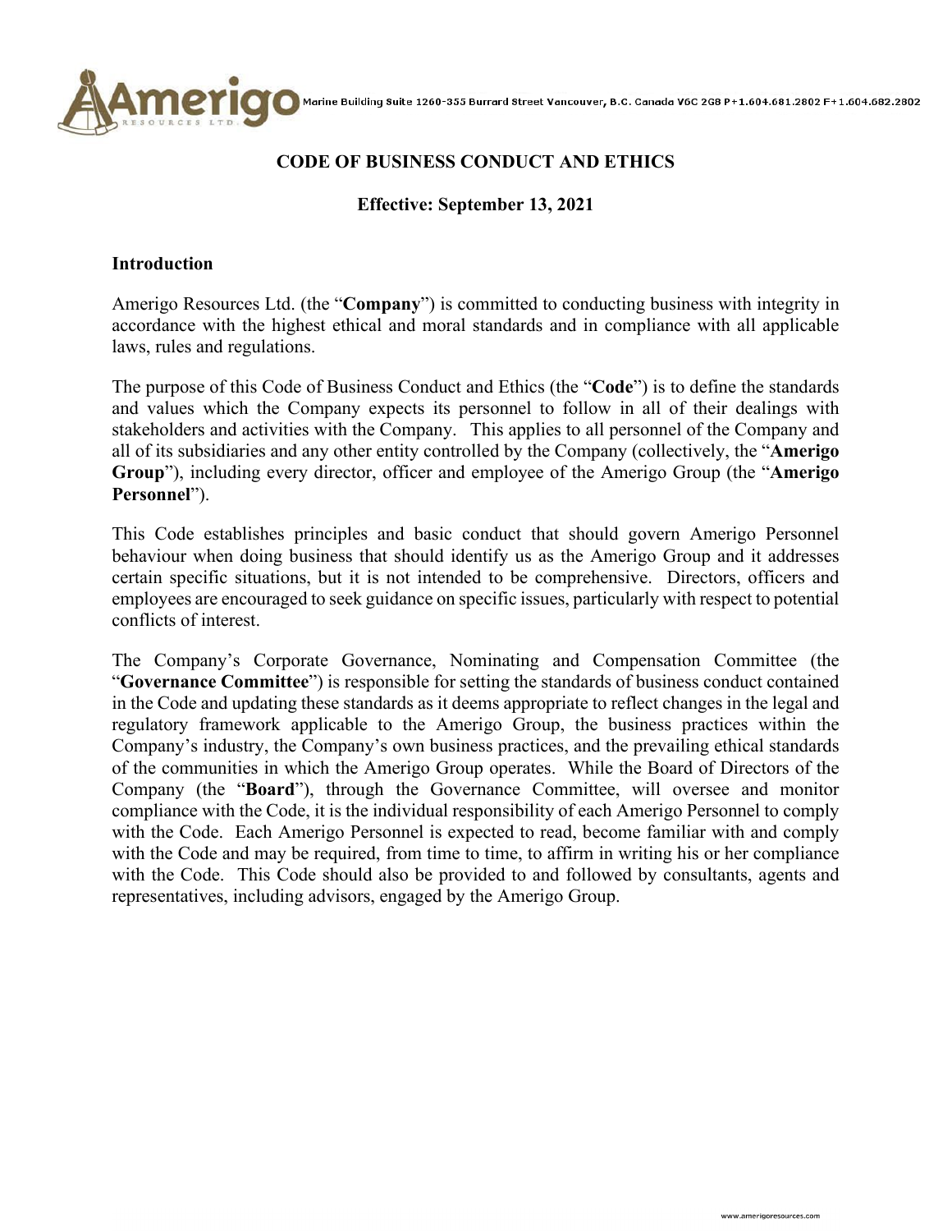# CODE OF BUSINESS CONDUCT AND ETHICS

**Effective: September 13, 2021**

## Introduction

Amerigo Resources Ltd. (the "**Company**") is committed to conducting business with integrity in accordance with the highest ethical and moral standards and in compliance with all applicable laws, rules and regulations.

The purpose of this Code of Business Conduct and Ethics (the "**Code**") is to define the standards and values which the Company expects its personnel to follow in all of their dealings with stakeholders and activities with the Company. This applies to all personnel of the Company and all of its subsidiaries and any other entity controlled by the Company (collectively, the "**Amerigo Group**"), including every director, officer and employee of the Amerigo Group (the "**Amerigo Personnel**").

This Code establishes principles and basic conduct that should govern Amerigo Personnel behaviour when doing business that should identify us as the Amerigo Group and it addresses certain specific situations, but it is not intended to be comprehensive. Directors, officers and employees are encouraged to seek guidance on specific issues, particularly with respect to potential conflicts of interest.

The Company's Corporate Governance, Nominating and Compensation Committee (the "**Governance Committee**") is responsible for setting the standards of business conduct contained in the Code and updating these standards as it deems appropriate to reflect changes in the legal and regulatory framework applicable to the Amerigo Group, the business practices within the Company's industry, the Company's own business practices, and the prevailing ethical standards of the communities in which the Amerigo Group operates. While the Board of Directors of the Company (the "**Board**"), through the Governance Committee, will oversee and monitor compliance with the Code, it is the individual responsibility of each Amerigo Personnel to comply with the Code. Each Amerigo Personnel is expected to read, become familiar with and comply with the Code and may be required, from time to time, to affirm in writing his or her compliance with the Code. This Code should also be provided to and followed by consultants, agents and representatives, including advisors, engaged by the Amerigo Group.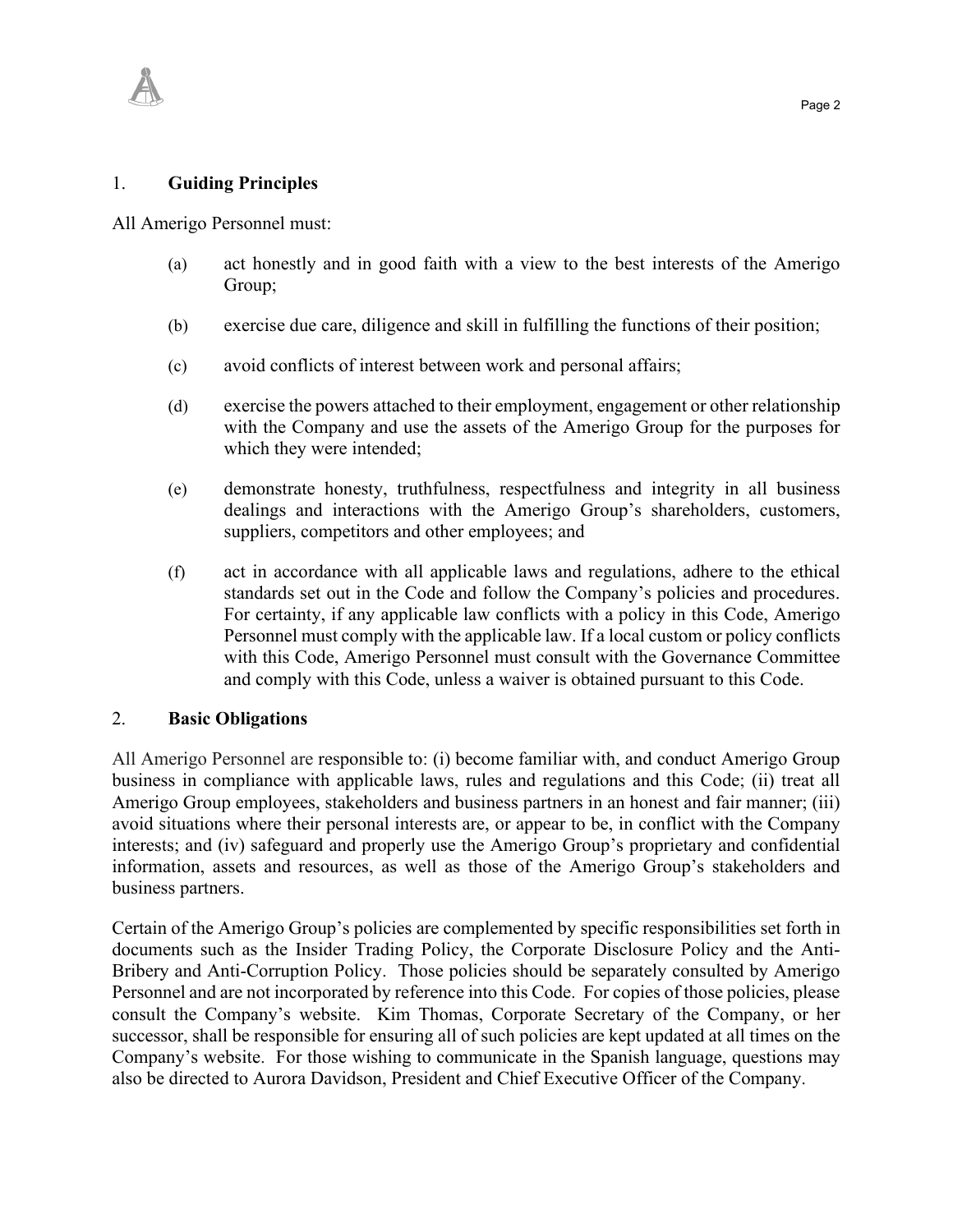## 1. Guiding Principles

All Amerigo Personnel must:

(a) act honestly and in good faith with a view to the best interests of the Amerigo Group;

(b) exercise due care, diligence and skill in fulfilling the functions of their position;

(c) avoid conflicts of interest between work and personal affairs;

(d) exercise the powers attached to their employment, engagement or other relationship with the Company and use the assets of the Amerigo Group for the purposes for which they were intended;

(e) demonstrate honesty, truthfulness, respectfulness and integrity in all business dealings and interactions with the Amerigo Group's shareholders, customers, suppliers, competitors and other employees; and

(f) act in accordance with all applicable laws and regulations, adhere to the ethical standards set out in the Code and follow the Company's policies and procedures. For certainty, if any applicable law conflicts with a policy in this Code, Amerigo Personnel must comply with the applicable law. If a local custom or policy conflicts with this Code, Amerigo Personnel must consult with the Governance Committee and comply with this Code, unless a waiver is obtained pursuant to this Code.

## 2. Basic Obligations

All Amerigo Personnel are responsible to: (i) become familiar with, and conduct Amerigo Group business in compliance with applicable laws, rules and regulations and this Code; (ii) treat all Amerigo Group employees, stakeholders and business partners in an honest and fair manner; (iii) avoid situations where their personal interests are, or appear to be, in conflict with the Company interests; and (iv) safeguard and properly use the Amerigo Group's proprietary and confidential information, assets and resources, as well as those of the Amerigo Group's stakeholders and business partners.

Certain of the Amerigo Group's policies are complemented by specific responsibilities set forth in documents such as the Insider Trading Policy, the Corporate Disclosure Policy and the Anti-Bribery and Anti-Corruption Policy. Those policies should be separately consulted by Amerigo Personnel and are not incorporated by reference into this Code. For copies of those policies, please consult the Company's website. Kim Thomas, Corporate Secretary of the Company, or her successor, shall be responsible for ensuring all of such policies are kept updated at all times on the Company's website. For those wishing to communicate in the Spanish language, questions may also be directed to Aurora Davidson, President and Chief Executive Officer of the Company.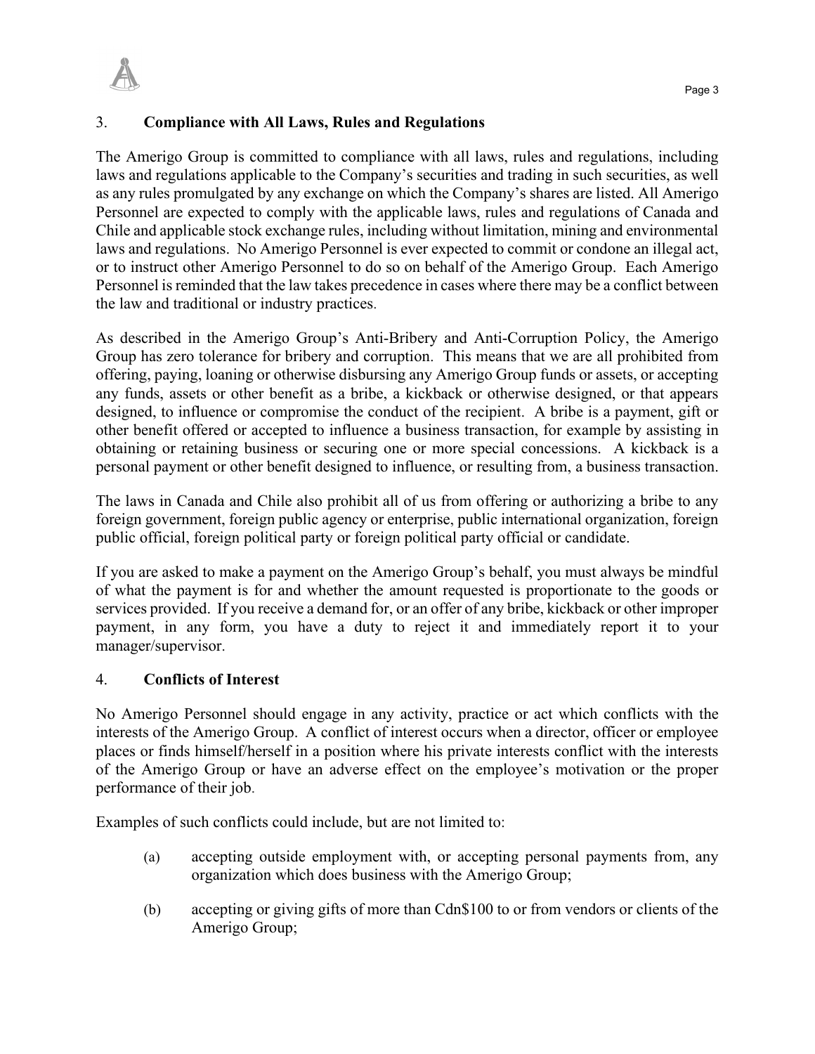## 3. **Compliance with All Laws, Rules and Regulations**

The Amerigo Group is committed to compliance with all laws, rules and regulations, including laws and regulations applicable to the Company's securities and trading in such securities, as well as any rules promulgated by any exchange on which the Company's shares are listed. All Amerigo Personnel are expected to comply with the applicable laws, rules and regulations of Canada and Chile and applicable stock exchange rules, including without limitation, mining and environmental laws and regulations. No Amerigo Personnel is ever expected to commit or condone an illegal act, or to instruct other Amerigo Personnel to do so on behalf of the Amerigo Group. Each Amerigo Personnel is reminded that the law takes precedence in cases where there may be a conflict between the law and traditional or industry practices.

As described in the Amerigo Group's Anti-Bribery and Anti-Corruption Policy, the Amerigo Group has zero tolerance for bribery and corruption. This means that we are all prohibited from offering, paying, loaning or otherwise disbursing any Amerigo Group funds or assets, or accepting any funds, assets or other benefit as a bribe, a kickback or otherwise designed, or that appears designed, to influence or compromise the conduct of the recipient. A bribe is a payment, gift or other benefit offered or accepted to influence a business transaction, for example by assisting in obtaining or retaining business or securing one or more special concessions. A kickback is a personal payment or other benefit designed to influence, or resulting from, a business transaction.

The laws in Canada and Chile also prohibit all of us from offering or authorizing a bribe to any foreign government, foreign public agency or enterprise, public international organization, foreign public official, foreign political party or foreign political party official or candidate.

If you are asked to make a payment on the Amerigo Group's behalf, you must always be mindful of what the payment is for and whether the amount requested is proportionate to the goods or services provided. If you receive a demand for, or an offer of any bribe, kickback or other improper payment, in any form, you have a duty to reject it and immediately report it to your manager/supervisor.

## 4. **Conflicts of Interest**

No Amerigo Personnel should engage in any activity, practice or act which conflicts with the interests of the Amerigo Group. A conflict of interest occurs when a director, officer or employee places or finds himself/herself in a position where his private interests conflict with the interests of the Amerigo Group or have an adverse effect on the employee's motivation or the proper performance of their job.

Examples of such conflicts could include, but are not limited to:

(a) accepting outside employment with, or accepting personal payments from, any organization which does business with the Amerigo Group;

(b) accepting or giving gifts of more than Cdn$100 to or from vendors or clients of the Amerigo Group;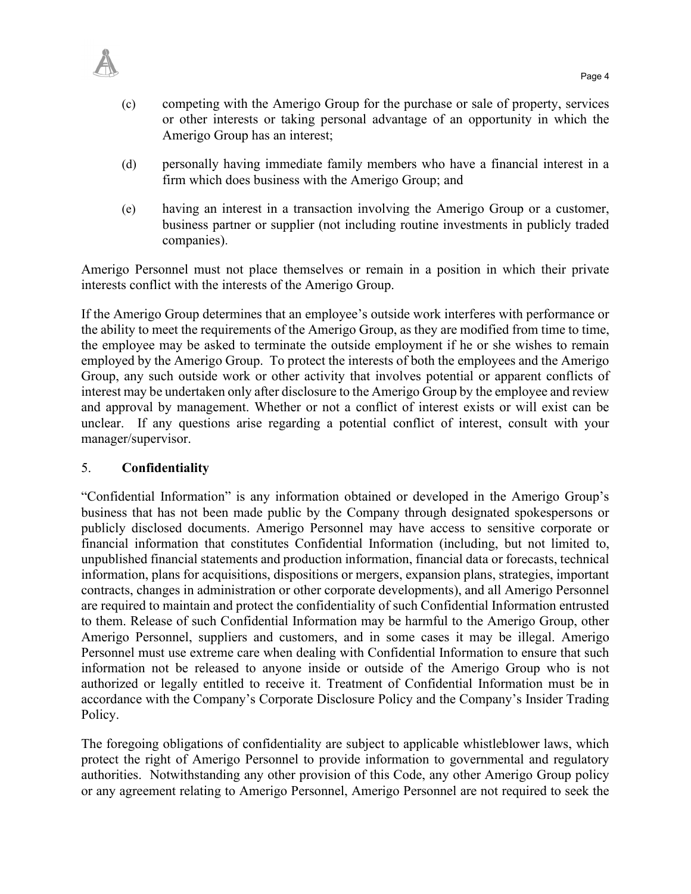(c) competing with the Amerigo Group for the purchase or sale of property, services or other interests or taking personal advantage of an opportunity in which the Amerigo Group has an interest;

(d) personally having immediate family members who have a financial interest in a firm which does business with the Amerigo Group; and

(e) having an interest in a transaction involving the Amerigo Group or a customer, business partner or supplier (not including routine investments in publicly traded companies).

Amerigo Personnel must not place themselves or remain in a position in which their private interests conflict with the interests of the Amerigo Group.

If the Amerigo Group determines that an employee's outside work interferes with performance or the ability to meet the requirements of the Amerigo Group, as they are modified from time to time, the employee may be asked to terminate the outside employment if he or she wishes to remain employed by the Amerigo Group. To protect the interests of both the employees and the Amerigo Group, any such outside work or other activity that involves potential or apparent conflicts of interest may be undertaken only after disclosure to the Amerigo Group by the employee and review and approval by management. Whether or not a conflict of interest exists or will exist can be unclear. If any questions arise regarding a potential conflict of interest, consult with your manager/supervisor.

## 5. **Confidentiality**

"Confidential Information" is any information obtained or developed in the Amerigo Group's business that has not been made public by the Company through designated spokespersons or publicly disclosed documents. Amerigo Personnel may have access to sensitive corporate or financial information that constitutes Confidential Information (including, but not limited to, unpublished financial statements and production information, financial data or forecasts, technical information, plans for acquisitions, dispositions or mergers, expansion plans, strategies, important contracts, changes in administration or other corporate developments), and all Amerigo Personnel are required to maintain and protect the confidentiality of such Confidential Information entrusted to them. Release of such Confidential Information may be harmful to the Amerigo Group, other Amerigo Personnel, suppliers and customers, and in some cases it may be illegal. Amerigo Personnel must use extreme care when dealing with Confidential Information to ensure that such information not be released to anyone inside or outside of the Amerigo Group who is not authorized or legally entitled to receive it. Treatment of Confidential Information must be in accordance with the Company's Corporate Disclosure Policy and the Company's Insider Trading Policy.

The foregoing obligations of confidentiality are subject to applicable whistleblower laws, which protect the right of Amerigo Personnel to provide information to governmental and regulatory authorities. Notwithstanding any other provision of this Code, any other Amerigo Group policy or any agreement relating to Amerigo Personnel, Amerigo Personnel are not required to seek the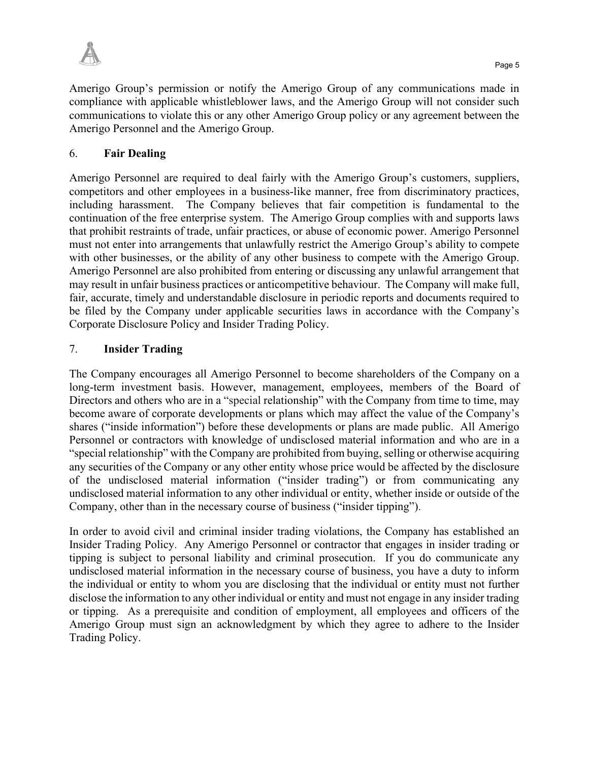Amerigo Group's permission or notify the Amerigo Group of any communications made in compliance with applicable whistleblower laws, and the Amerigo Group will not consider such communications to violate this or any other Amerigo Group policy or any agreement between the Amerigo Personnel and the Amerigo Group.

## 6. **Fair Dealing**

Amerigo Personnel are required to deal fairly with the Amerigo Group's customers, suppliers, competitors and other employees in a business-like manner, free from discriminatory practices, including harassment. The Company believes that fair competition is fundamental to the continuation of the free enterprise system. The Amerigo Group complies with and supports laws that prohibit restraints of trade, unfair practices, or abuse of economic power. Amerigo Personnel must not enter into arrangements that unlawfully restrict the Amerigo Group's ability to compete with other businesses, or the ability of any other business to compete with the Amerigo Group. Amerigo Personnel are also prohibited from entering or discussing any unlawful arrangement that may result in unfair business practices or anticompetitive behaviour. The Company will make full, fair, accurate, timely and understandable disclosure in periodic reports and documents required to be filed by the Company under applicable securities laws in accordance with the Company's Corporate Disclosure Policy and Insider Trading Policy.

## 7. **Insider Trading**

The Company encourages all Amerigo Personnel to become shareholders of the Company on a long-term investment basis. However, management, employees, members of the Board of Directors and others who are in a "special relationship" with the Company from time to time, may become aware of corporate developments or plans which may affect the value of the Company's shares ("inside information") before these developments or plans are made public. All Amerigo Personnel or contractors with knowledge of undisclosed material information and who are in a "special relationship" with the Company are prohibited from buying, selling or otherwise acquiring any securities of the Company or any other entity whose price would be affected by the disclosure of the undisclosed material information ("insider trading") or from communicating any undisclosed material information to any other individual or entity, whether inside or outside of the Company, other than in the necessary course of business ("insider tipping").

In order to avoid civil and criminal insider trading violations, the Company has established an Insider Trading Policy. Any Amerigo Personnel or contractor that engages in insider trading or tipping is subject to personal liability and criminal prosecution. If you do communicate any undisclosed material information in the necessary course of business, you have a duty to inform the individual or entity to whom you are disclosing that the individual or entity must not further disclose the information to any other individual or entity and must not engage in any insider trading or tipping. As a prerequisite and condition of employment, all employees and officers of the Amerigo Group must sign an acknowledgment by which they agree to adhere to the Insider Trading Policy.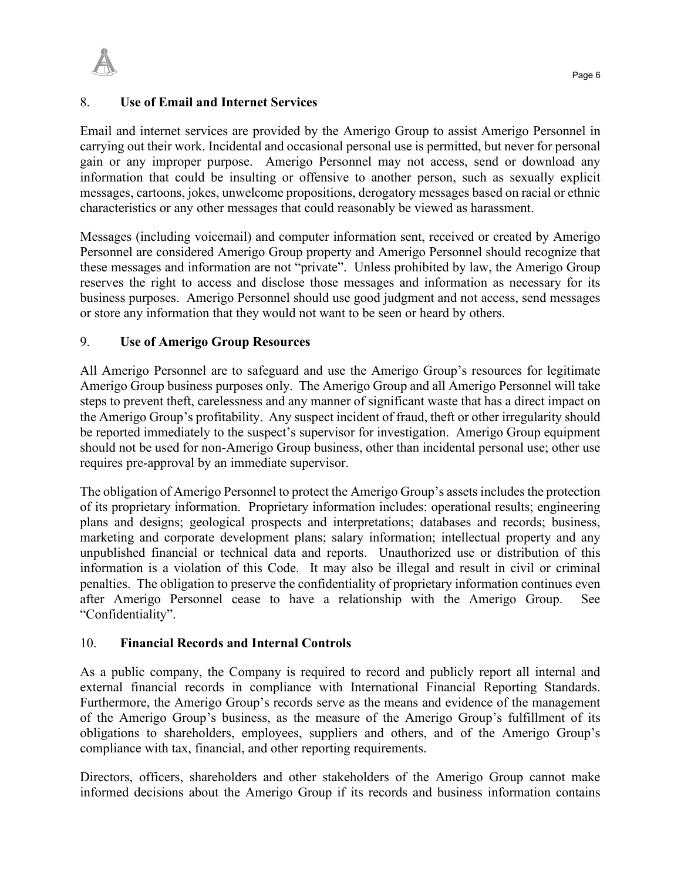## 8. Use of Email and Internet Services

Email and internet services are provided by the Amerigo Group to assist Amerigo Personnel in carrying out their work. Incidental and occasional personal use is permitted, but never for personal gain or any improper purpose. Amerigo Personnel may not access, send or download any information that could be insulting or offensive to another person, such as sexually explicit messages, cartoons, jokes, unwelcome propositions, derogatory messages based on racial or ethnic characteristics or any other messages that could reasonably be viewed as harassment.

Messages (including voicemail) and computer information sent, received or created by Amerigo Personnel are considered Amerigo Group property and Amerigo Personnel should recognize that these messages and information are not "private". Unless prohibited by law, the Amerigo Group reserves the right to access and disclose those messages and information as necessary for its business purposes. Amerigo Personnel should use good judgment and not access, send messages or store any information that they would not want to be seen or heard by others.

## 9. Use of Amerigo Group Resources

All Amerigo Personnel are to safeguard and use the Amerigo Group's resources for legitimate Amerigo Group business purposes only. The Amerigo Group and all Amerigo Personnel will take steps to prevent theft, carelessness and any manner of significant waste that has a direct impact on the Amerigo Group's profitability. Any suspect incident of fraud, theft or other irregularity should be reported immediately to the suspect's supervisor for investigation. Amerigo Group equipment should not be used for non-Amerigo Group business, other than incidental personal use; other use requires pre-approval by an immediate supervisor.

The obligation of Amerigo Personnel to protect the Amerigo Group's assets includes the protection of its proprietary information. Proprietary information includes: operational results; engineering plans and designs; geological prospects and interpretations; databases and records; business, marketing and corporate development plans; salary information; intellectual property and any unpublished financial or technical data and reports. Unauthorized use or distribution of this information is a violation of this Code. It may also be illegal and result in civil or criminal penalties. The obligation to preserve the confidentiality of proprietary information continues even after Amerigo Personnel cease to have a relationship with the Amerigo Group. See "Confidentiality".

## 10. Financial Records and Internal Controls

As a public company, the Company is required to record and publicly report all internal and external financial records in compliance with International Financial Reporting Standards. Furthermore, the Amerigo Group's records serve as the means and evidence of the management of the Amerigo Group's business, as the measure of the Amerigo Group's fulfillment of its obligations to shareholders, employees, suppliers and others, and of the Amerigo Group's compliance with tax, financial, and other reporting requirements.

Directors, officers, shareholders and other stakeholders of the Amerigo Group cannot make informed decisions about the Amerigo Group if its records and business information contains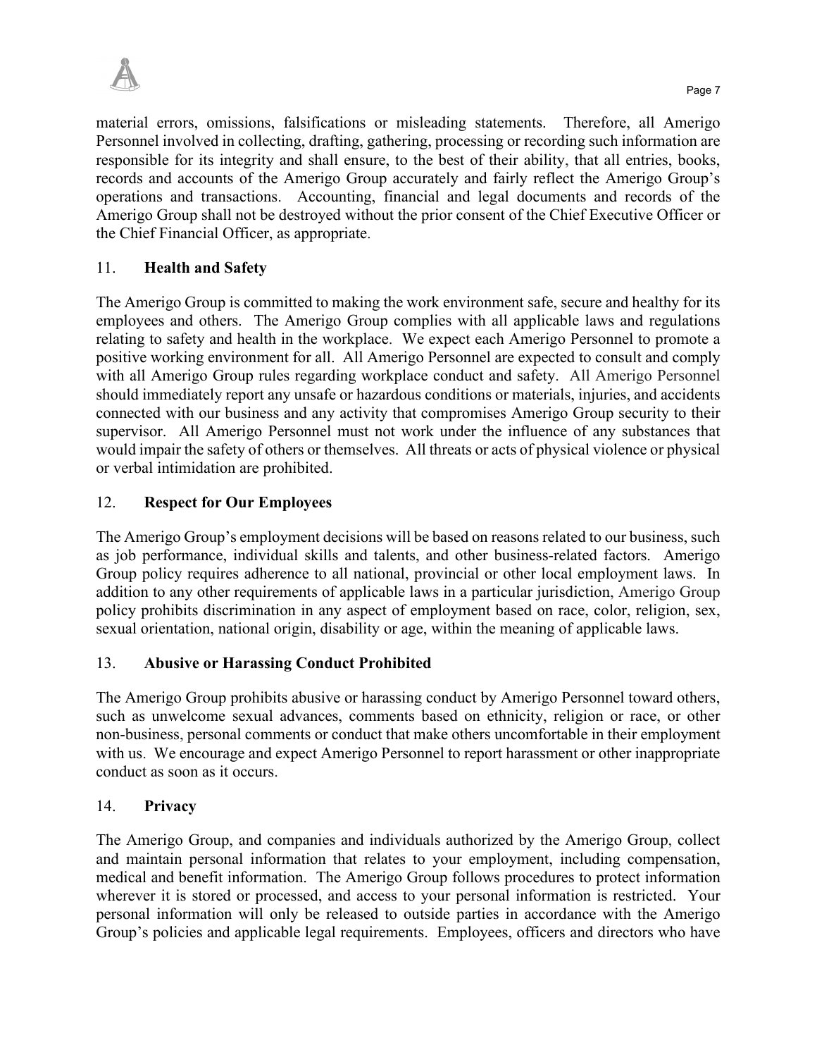material errors, omissions, falsifications or misleading statements. Therefore, all Amerigo Personnel involved in collecting, drafting, gathering, processing or recording such information are responsible for its integrity and shall ensure, to the best of their ability, that all entries, books, records and accounts of the Amerigo Group accurately and fairly reflect the Amerigo Group's operations and transactions. Accounting, financial and legal documents and records of the Amerigo Group shall not be destroyed without the prior consent of the Chief Executive Officer or the Chief Financial Officer, as appropriate.

## 11. **Health and Safety**

The Amerigo Group is committed to making the work environment safe, secure and healthy for its employees and others. The Amerigo Group complies with all applicable laws and regulations relating to safety and health in the workplace. We expect each Amerigo Personnel to promote a positive working environment for all. All Amerigo Personnel are expected to consult and comply with all Amerigo Group rules regarding workplace conduct and safety. All Amerigo Personnel should immediately report any unsafe or hazardous conditions or materials, injuries, and accidents connected with our business and any activity that compromises Amerigo Group security to their supervisor. All Amerigo Personnel must not work under the influence of any substances that would impair the safety of others or themselves. All threats or acts of physical violence or physical or verbal intimidation are prohibited.

## 12. **Respect for Our Employees**

The Amerigo Group's employment decisions will be based on reasons related to our business, such as job performance, individual skills and talents, and other business-related factors. Amerigo Group policy requires adherence to all national, provincial or other local employment laws. In addition to any other requirements of applicable laws in a particular jurisdiction, Amerigo Group policy prohibits discrimination in any aspect of employment based on race, color, religion, sex, sexual orientation, national origin, disability or age, within the meaning of applicable laws.

## 13. **Abusive or Harassing Conduct Prohibited**

The Amerigo Group prohibits abusive or harassing conduct by Amerigo Personnel toward others, such as unwelcome sexual advances, comments based on ethnicity, religion or race, or other non-business, personal comments or conduct that make others uncomfortable in their employment with us. We encourage and expect Amerigo Personnel to report harassment or other inappropriate conduct as soon as it occurs.

## 14. **Privacy**

The Amerigo Group, and companies and individuals authorized by the Amerigo Group, collect and maintain personal information that relates to your employment, including compensation, medical and benefit information. The Amerigo Group follows procedures to protect information wherever it is stored or processed, and access to your personal information is restricted. Your personal information will only be released to outside parties in accordance with the Amerigo Group's policies and applicable legal requirements. Employees, officers and directors who have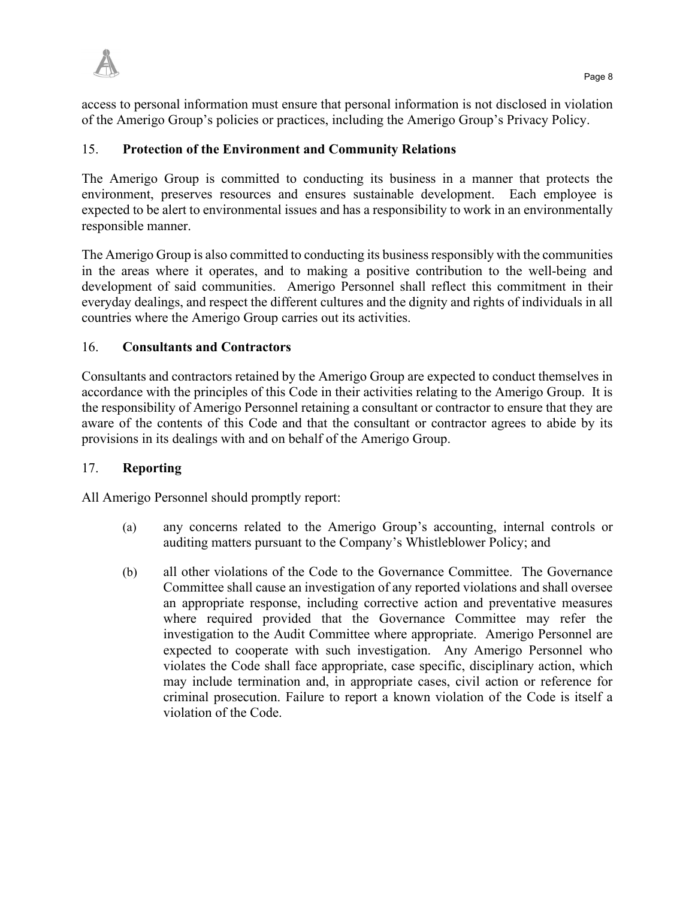access to personal information must ensure that personal information is not disclosed in violation of the Amerigo Group's policies or practices, including the Amerigo Group's Privacy Policy.

## 15. Protection of the Environment and Community Relations

The Amerigo Group is committed to conducting its business in a manner that protects the environment, preserves resources and ensures sustainable development. Each employee is expected to be alert to environmental issues and has a responsibility to work in an environmentally responsible manner.

The Amerigo Group is also committed to conducting its business responsibly with the communities in the areas where it operates, and to making a positive contribution to the well-being and development of said communities. Amerigo Personnel shall reflect this commitment in their everyday dealings, and respect the different cultures and the dignity and rights of individuals in all countries where the Amerigo Group carries out its activities.

## 16. Consultants and Contractors

Consultants and contractors retained by the Amerigo Group are expected to conduct themselves in accordance with the principles of this Code in their activities relating to the Amerigo Group. It is the responsibility of Amerigo Personnel retaining a consultant or contractor to ensure that they are aware of the contents of this Code and that the consultant or contractor agrees to abide by its provisions in its dealings with and on behalf of the Amerigo Group.

## 17. Reporting

All Amerigo Personnel should promptly report:

(a) any concerns related to the Amerigo Group's accounting, internal controls or auditing matters pursuant to the Company's Whistleblower Policy; and

(b) all other violations of the Code to the Governance Committee. The Governance Committee shall cause an investigation of any reported violations and shall oversee an appropriate response, including corrective action and preventative measures where required provided that the Governance Committee may refer the investigation to the Audit Committee where appropriate. Amerigo Personnel are expected to cooperate with such investigation. Any Amerigo Personnel who violates the Code shall face appropriate, case specific, disciplinary action, which may include termination and, in appropriate cases, civil action or reference for criminal prosecution. Failure to report a known violation of the Code is itself a violation of the Code.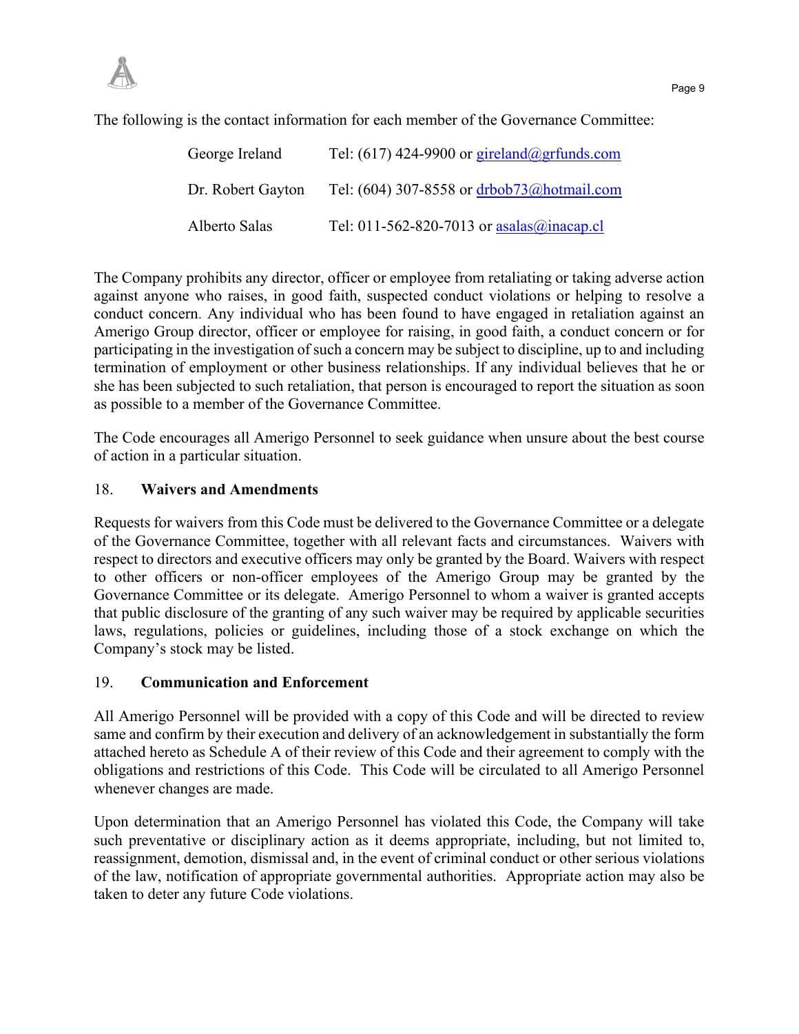The following is the contact information for each member of the Governance Committee:

| | |
|---|---|
| George Ireland | Tel: (617) 424-9900 or gireland@grfunds.com |
| Dr. Robert Gayton | Tel: (604) 307-8558 or drbob73@hotmail.com |
| Alberto Salas | Tel: 011-562-820-7013 or asalas@inacap.cl |

The Company prohibits any director, officer or employee from retaliating or taking adverse action against anyone who raises, in good faith, suspected conduct violations or helping to resolve a conduct concern. Any individual who has been found to have engaged in retaliation against an Amerigo Group director, officer or employee for raising, in good faith, a conduct concern or for participating in the investigation of such a concern may be subject to discipline, up to and including termination of employment or other business relationships. If any individual believes that he or she has been subjected to such retaliation, that person is encouraged to report the situation as soon as possible to a member of the Governance Committee.

The Code encourages all Amerigo Personnel to seek guidance when unsure about the best course of action in a particular situation.

## 18. Waivers and Amendments

Requests for waivers from this Code must be delivered to the Governance Committee or a delegate of the Governance Committee, together with all relevant facts and circumstances. Waivers with respect to directors and executive officers may only be granted by the Board. Waivers with respect to other officers or non-officer employees of the Amerigo Group may be granted by the Governance Committee or its delegate. Amerigo Personnel to whom a waiver is granted accepts that public disclosure of the granting of any such waiver may be required by applicable securities laws, regulations, policies or guidelines, including those of a stock exchange on which the Company's stock may be listed.

## 19. Communication and Enforcement

All Amerigo Personnel will be provided with a copy of this Code and will be directed to review same and confirm by their execution and delivery of an acknowledgement in substantially the form attached hereto as Schedule A of their review of this Code and their agreement to comply with the obligations and restrictions of this Code. This Code will be circulated to all Amerigo Personnel whenever changes are made.

Upon determination that an Amerigo Personnel has violated this Code, the Company will take such preventative or disciplinary action as it deems appropriate, including, but not limited to, reassignment, demotion, dismissal and, in the event of criminal conduct or other serious violations of the law, notification of appropriate governmental authorities. Appropriate action may also be taken to deter any future Code violations.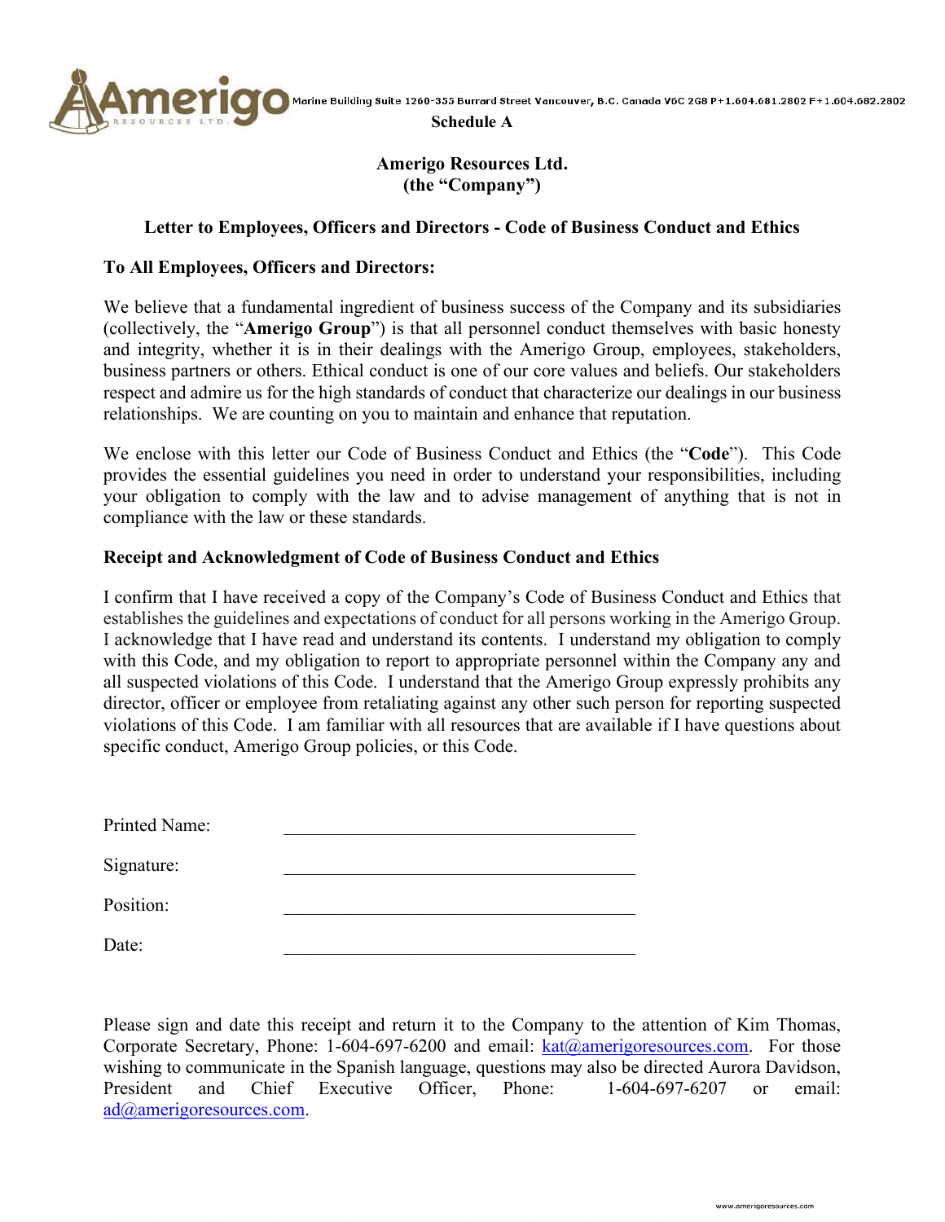Marine Building Suite 1260-355 Burrard Street Vancouver, B.C. Canada V6C 2G8 P+1.604.681.2802 F+1.604.682.2802

**Schedule A**

**Amerigo Resources Ltd.**
**(the "Company")**

**Letter to Employees, Officers and Directors - Code of Business Conduct and Ethics**

**To All Employees, Officers and Directors:**

We believe that a fundamental ingredient of business success of the Company and its subsidiaries (collectively, the "**Amerigo Group**") is that all personnel conduct themselves with basic honesty and integrity, whether it is in their dealings with the Amerigo Group, employees, stakeholders, business partners or others. Ethical conduct is one of our core values and beliefs. Our stakeholders respect and admire us for the high standards of conduct that characterize our dealings in our business relationships. We are counting on you to maintain and enhance that reputation.

We enclose with this letter our Code of Business Conduct and Ethics (the "**Code**"). This Code provides the essential guidelines you need in order to understand your responsibilities, including your obligation to comply with the law and to advise management of anything that is not in compliance with the law or these standards.

**Receipt and Acknowledgment of Code of Business Conduct and Ethics**

I confirm that I have received a copy of the Company's Code of Business Conduct and Ethics that establishes the guidelines and expectations of conduct for all persons working in the Amerigo Group. I acknowledge that I have read and understand its contents. I understand my obligation to comply with this Code, and my obligation to report to appropriate personnel within the Company any and all suspected violations of this Code. I understand that the Amerigo Group expressly prohibits any director, officer or employee from retaliating against any other such person for reporting suspected violations of this Code. I am familiar with all resources that are available if I have questions about specific conduct, Amerigo Group policies, or this Code.

Printed Name: ______________________________________

Signature: ______________________________________

Position: ______________________________________

Date: ______________________________________

Please sign and date this receipt and return it to the Company to the attention of Kim Thomas, Corporate Secretary, Phone: 1-604-697-6200 and email: kat@amerigoresources.com. For those wishing to communicate in the Spanish language, questions may also be directed Aurora Davidson, President and Chief Executive Officer, Phone: 1-604-697-6207 or email: ad@amerigoresources.com.